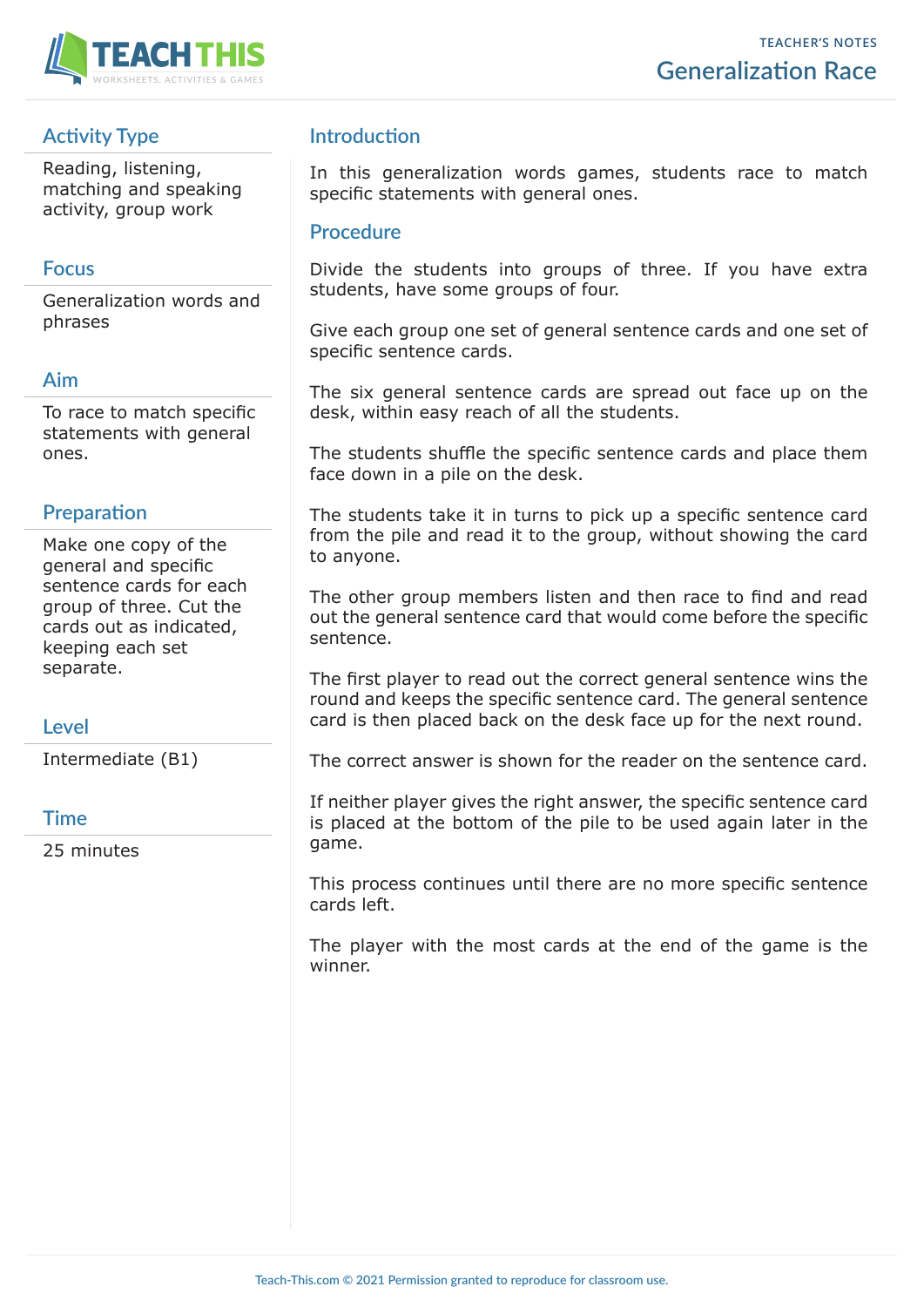TEACHER'S NOTES

# Generalization Race

## Activity Type

Reading, listening, matching and speaking activity, group work

## Focus

Generalization words and phrases

## Aim

To race to match specific statements with general ones.

## Preparation

Make one copy of the general and specific sentence cards for each group of three. Cut the cards out as indicated, keeping each set separate.

## Level

Intermediate (B1)

## Time

25 minutes

## Introduction

In this generalization words games, students race to match specific statements with general ones.

## Procedure

Divide the students into groups of three. If you have extra students, have some groups of four.

Give each group one set of general sentence cards and one set of specific sentence cards.

The six general sentence cards are spread out face up on the desk, within easy reach of all the students.

The students shuffle the specific sentence cards and place them face down in a pile on the desk.

The students take it in turns to pick up a specific sentence card from the pile and read it to the group, without showing the card to anyone.

The other group members listen and then race to find and read out the general sentence card that would come before the specific sentence.

The first player to read out the correct general sentence wins the round and keeps the specific sentence card. The general sentence card is then placed back on the desk face up for the next round.

The correct answer is shown for the reader on the sentence card.

If neither player gives the right answer, the specific sentence card is placed at the bottom of the pile to be used again later in the game.

This process continues until there are no more specific sentence cards left.

The player with the most cards at the end of the game is the winner.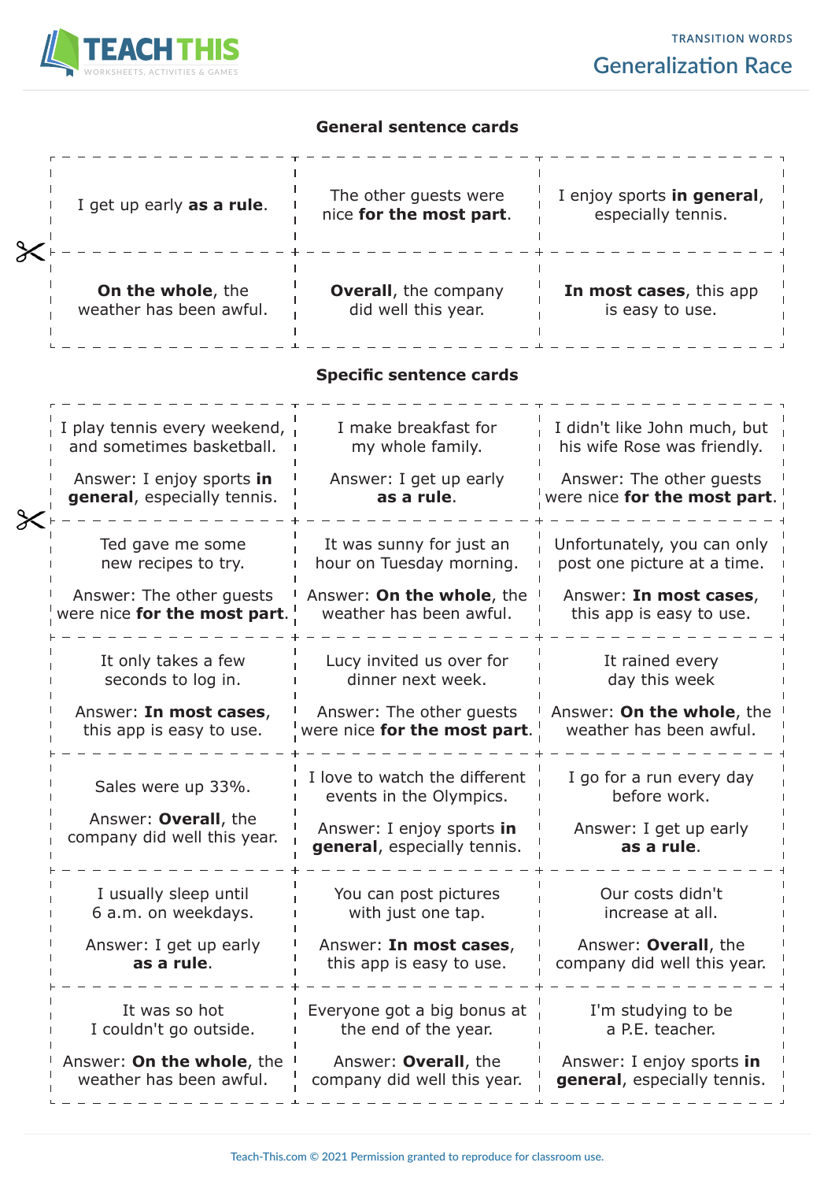# Generalization Race

TRANSITION WORDS

## General sentence cards

| | | |
|---|---|---|
| I get up early **as a rule**. | The other guests were nice **for the most part**. | I enjoy sports **in general**, especially tennis. |
| **On the whole**, the weather has been awful. | **Overall**, the company did well this year. | **In most cases**, this app is easy to use. |

## Specific sentence cards

| | | |
|---|---|---|
| I play tennis every weekend, and sometimes basketball.<br><br>Answer: I enjoy sports **in general**, especially tennis. | I make breakfast for my whole family.<br><br>Answer: I get up early **as a rule**. | I didn't like John much, but his wife Rose was friendly.<br><br>Answer: The other guests were nice **for the most part**. |
| Ted gave me some new recipes to try.<br><br>Answer: The other guests were nice **for the most part**. | It was sunny for just an hour on Tuesday morning.<br><br>Answer: **On the whole**, the weather has been awful. | Unfortunately, you can only post one picture at a time.<br><br>Answer: **In most cases**, this app is easy to use. |
| It only takes a few seconds to log in.<br><br>Answer: **In most cases**, this app is easy to use. | Lucy invited us over for dinner next week.<br><br>Answer: The other guests were nice **for the most part**. | It rained every day this week<br><br>Answer: **On the whole**, the weather has been awful. |
| Sales were up 33%.<br><br>Answer: **Overall**, the company did well this year. | I love to watch the different events in the Olympics.<br><br>Answer: I enjoy sports **in general**, especially tennis. | I go for a run every day before work.<br><br>Answer: I get up early **as a rule**. |
| I usually sleep until 6 a.m. on weekdays.<br><br>Answer: I get up early **as a rule**. | You can post pictures with just one tap.<br><br>Answer: **In most cases**, this app is easy to use. | Our costs didn't increase at all.<br><br>Answer: **Overall**, the company did well this year. |
| It was so hot I couldn't go outside.<br><br>Answer: **On the whole**, the weather has been awful. | Everyone got a big bonus at the end of the year.<br><br>Answer: **Overall**, the company did well this year. | I'm studying to be a P.E. teacher.<br><br>Answer: I enjoy sports **in general**, especially tennis. |

Teach-This.com © 2021 Permission granted to reproduce for classroom use.